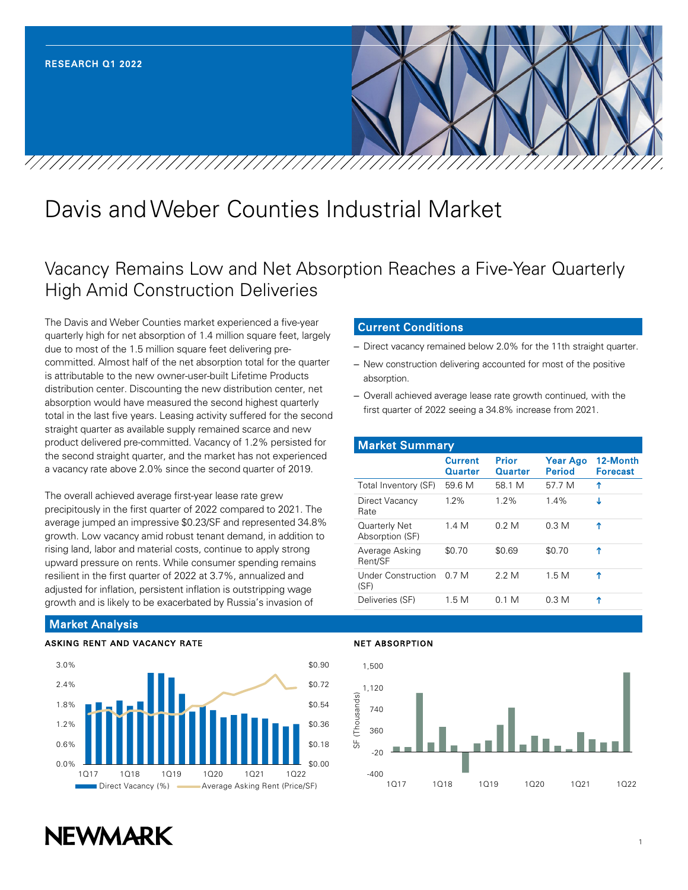RESEARCH Q1 2022

# Davis and Weber Counties Industrial Market

## Vacancy Remains Low and Net Absorption Reaches a Five-Year Quarterly High Amid Construction Deliveries

The Davis and Weber Counties market experienced a five-year quarterly high for net absorption of 1.4 million square feet, largely due to most of the 1.5 million square feet delivering pre-committed. Almost half of the net absorption total for the quarter is attributable to the new owner-user-built Lifetime Products distribution center. Discounting the new distribution center, net absorption would have measured the second highest quarterly total in the last five years. Leasing activity suffered for the second straight quarter as available supply remained scarce and new product delivered pre-committed. Vacancy of 1.2% persisted for the second straight quarter, and the market has not experienced a vacancy rate above 2.0% since the second quarter of 2019.

The overall achieved average first-year lease rate grew precipitously in the first quarter of 2022 compared to 2021. The average jumped an impressive $0.23/SF and represented 34.8% growth. Low vacancy amid robust tenant demand, in addition to rising land, labor and material costs, continue to apply strong upward pressure on rents. While consumer spending remains resilient in the first quarter of 2022 at 3.7%, annualized and adjusted for inflation, persistent inflation is outstripping wage growth and is likely to be exacerbated by Russia's invasion of

### Current Conditions

- Direct vacancy remained below 2.0% for the 11th straight quarter.
- New construction delivering accounted for most of the positive absorption.
- Overall achieved average lease rate growth continued, with the first quarter of 2022 seeing a 34.8% increase from 2021.

### Market Summary

| | Current Quarter | Prior Quarter | Year Ago Period | 12-Month Forecast |
|---|---|---|---|---|
| Total Inventory (SF) | 59.6 M | 58.1 M | 57.7 M | ↑ |
| Direct Vacancy Rate | 1.2% | 1.2% | 1.4% | ↓ |
| Quarterly Net Absorption (SF) | 1.4 M | 0.2 M | 0.3 M | ↑ |
| Average Asking Rent/SF | $0.70 | $0.69 | $0.70 | ↑ |
| Under Construction (SF) | 0.7 M | 2.2 M | 1.5 M | ↑ |
| Deliveries (SF) | 1.5 M | 0.1 M | 0.3 M | ↑ |

### Market Analysis

**ASKING RENT AND VACANCY RATE**

**NET ABSORPTION**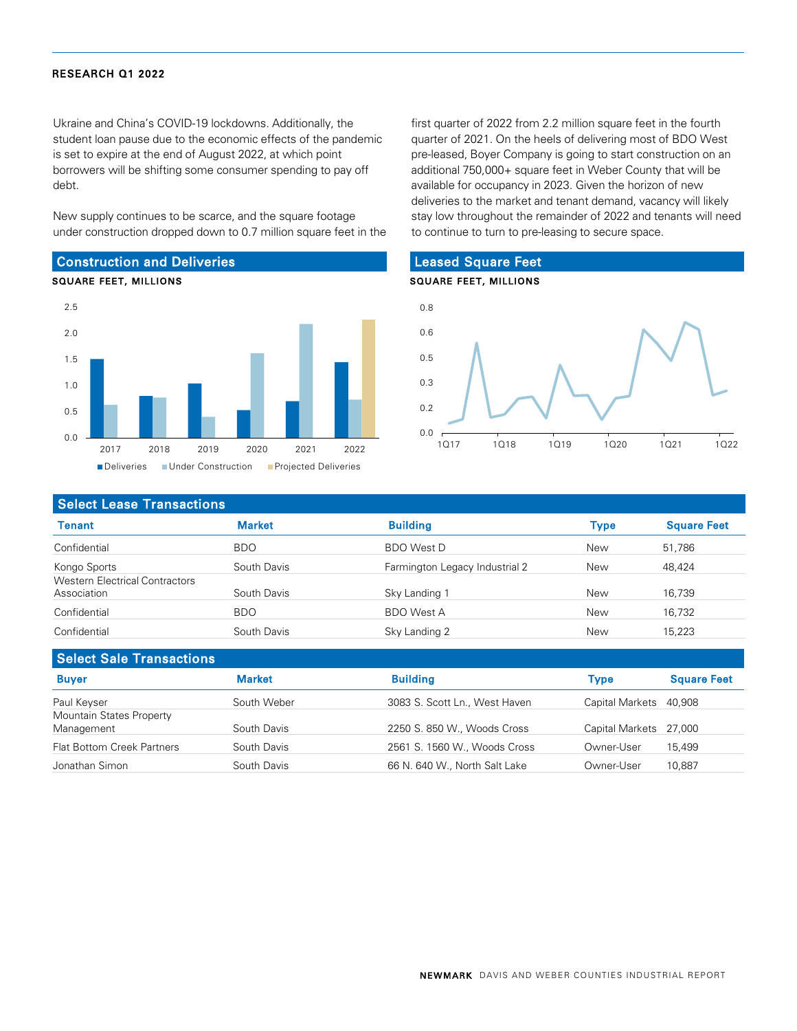Ukraine and China's COVID-19 lockdowns. Additionally, the student loan pause due to the economic effects of the pandemic is set to expire at the end of August 2022, at which point borrowers will be shifting some consumer spending to pay off debt.

New supply continues to be scarce, and the square footage under construction dropped down to 0.7 million square feet in the first quarter of 2022 from 2.2 million square feet in the fourth quarter of 2021. On the heels of delivering most of BDO West pre-leased, Boyer Company is going to start construction on an additional 750,000+ square feet in Weber County that will be available for occupancy in 2023. Given the horizon of new deliveries to the market and tenant demand, vacancy will likely stay low throughout the remainder of 2022 and tenants will need to continue to turn to pre-leasing to secure space.

## Construction and Deliveries

**SQUARE FEET, MILLIONS**

## Leased Square Feet

**SQUARE FEET, MILLIONS**

## Select Lease Transactions

| Tenant | Market | Building | Type | Square Feet |
|---|---|---|---|---|
| Confidential | BDO | BDO West D | New | 51,786 |
| Kongo Sports | South Davis | Farmington Legacy Industrial 2 | New | 48,424 |
| Western Electrical Contractors Association | South Davis | Sky Landing 1 | New | 16,739 |
| Confidential | BDO | BDO West A | New | 16,732 |
| Confidential | South Davis | Sky Landing 2 | New | 15,223 |

## Select Sale Transactions

| Buyer | Market | Building | Type | Square Feet |
|---|---|---|---|---|
| Paul Keyser | South Weber | 3083 S. Scott Ln., West Haven | Capital Markets | 40,908 |
| Mountain States Property Management | South Davis | 2250 S. 850 W., Woods Cross | Capital Markets | 27,000 |
| Flat Bottom Creek Partners | South Davis | 2561 S. 1560 W., Woods Cross | Owner-User | 15,499 |
| Jonathan Simon | South Davis | 66 N. 640 W., North Salt Lake | Owner-User | 10,887 |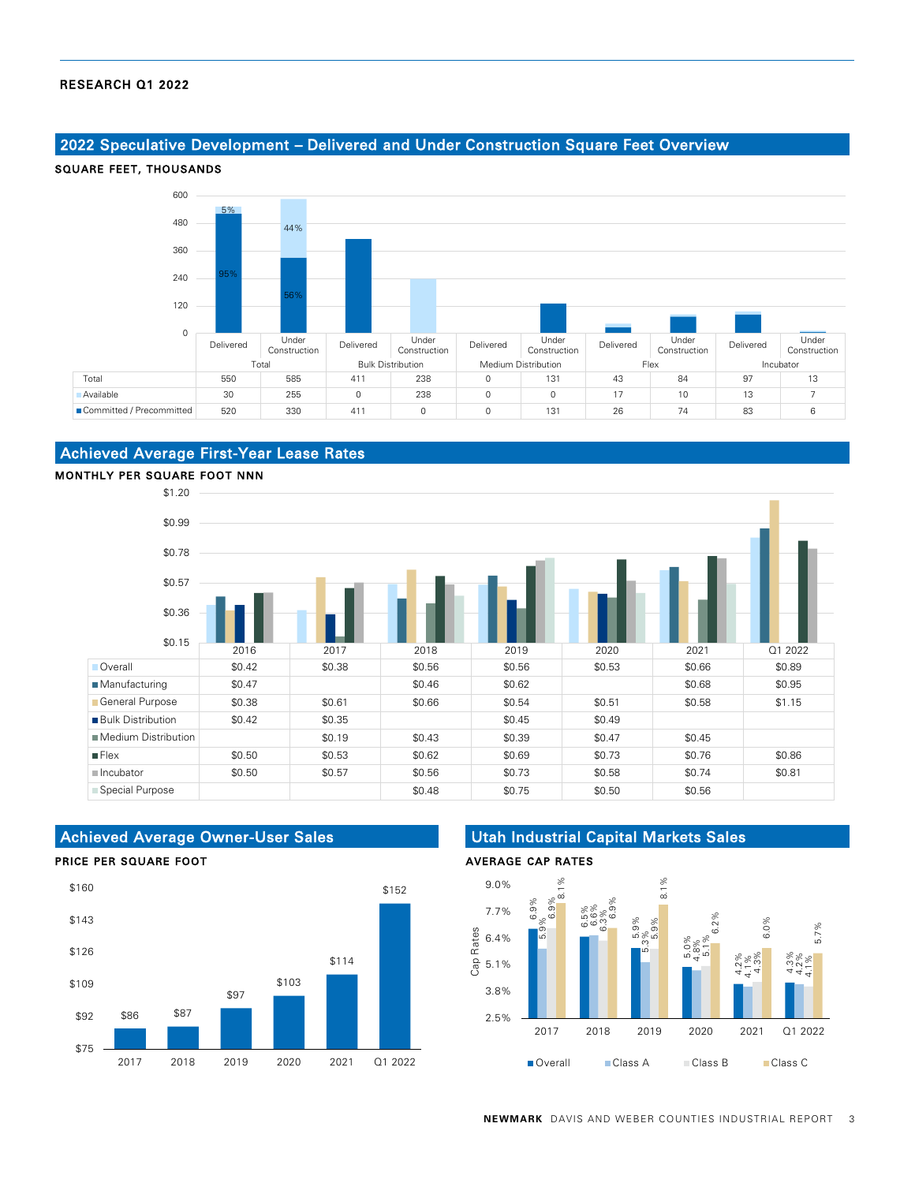## 2022 Speculative Development – Delivered and Under Construction Square Feet Overview

**SQUARE FEET, THOUSANDS**

| | Total | | Bulk Distribution | | Medium Distribution | | Flex | | Incubator | |
|---|---|---|---|---|---|---|---|---|---|---|
| | Delivered | Under Construction | Delivered | Under Construction | Delivered | Under Construction | Delivered | Under Construction | Delivered | Under Construction |
| Total | 550 | 585 | 411 | 238 | 0 | 131 | 43 | 84 | 97 | 13 |
| Available | 30 | 255 | 0 | 238 | 0 | 0 | 17 | 10 | 13 | 7 |
| Committed / Precommitted | 520 | 330 | 411 | 0 | 0 | 131 | 26 | 74 | 83 | 6 |

Total Delivered: 95% Committed / Precommitted, 5% Available. Total Under Construction: 56% Committed / Precommitted, 44% Available.

## Achieved Average First-Year Lease Rates

**MONTHLY PER SQUARE FOOT NNN**

| | 2016 | 2017 | 2018 | 2019 | 2020 | 2021 | Q1 2022 |
|---|---|---|---|---|---|---|---|
| Overall | $0.42 | $0.38 | $0.56 | $0.56 | $0.53 | $0.66 | $0.89 |
| Manufacturing | $0.47 | | $0.46 | $0.62 | | $0.68 | $0.95 |
| General Purpose | $0.38 | $0.61 | $0.66 | $0.54 | $0.51 | $0.58 | $1.15 |
| Bulk Distribution | $0.42 | $0.35 | | $0.45 | $0.49 | | |
| Medium Distribution | | $0.19 | $0.43 | $0.39 | $0.47 | $0.45 | |
| Flex | $0.50 | $0.53 | $0.62 | $0.69 | $0.73 | $0.76 | $0.86 |
| Incubator | $0.50 | $0.57 | $0.56 | $0.73 | $0.58 | $0.74 | $0.81 |
| Special Purpose | | | $0.48 | $0.75 | $0.50 | $0.56 | |

## Achieved Average Owner-User Sales

**PRICE PER SQUARE FOOT**

| 2017 | 2018 | 2019 | 2020 | 2021 | Q1 2022 |
|---|---|---|---|---|---|
| $86 | $87 | $97 | $103 | $114 | $152 |

## Utah Industrial Capital Markets Sales

**AVERAGE CAP RATES**

| | 2017 | 2018 | 2019 | 2020 | 2021 | Q1 2022 |
|---|---|---|---|---|---|---|
| Overall | 6.9% | 6.5% | 5.9% | 5.0% | 4.2% | 4.3% |
| Class A | 5.9% | 6.6% | 5.3% | 4.8% | 4.1% | 4.2% |
| Class B | 6.9% | 6.3% | 5.9% | 5.1% | 4.3% | 4.1% |
| Class C | 8.1% | 6.9% | 8.1% | 6.2% | 6.0% | 5.7% |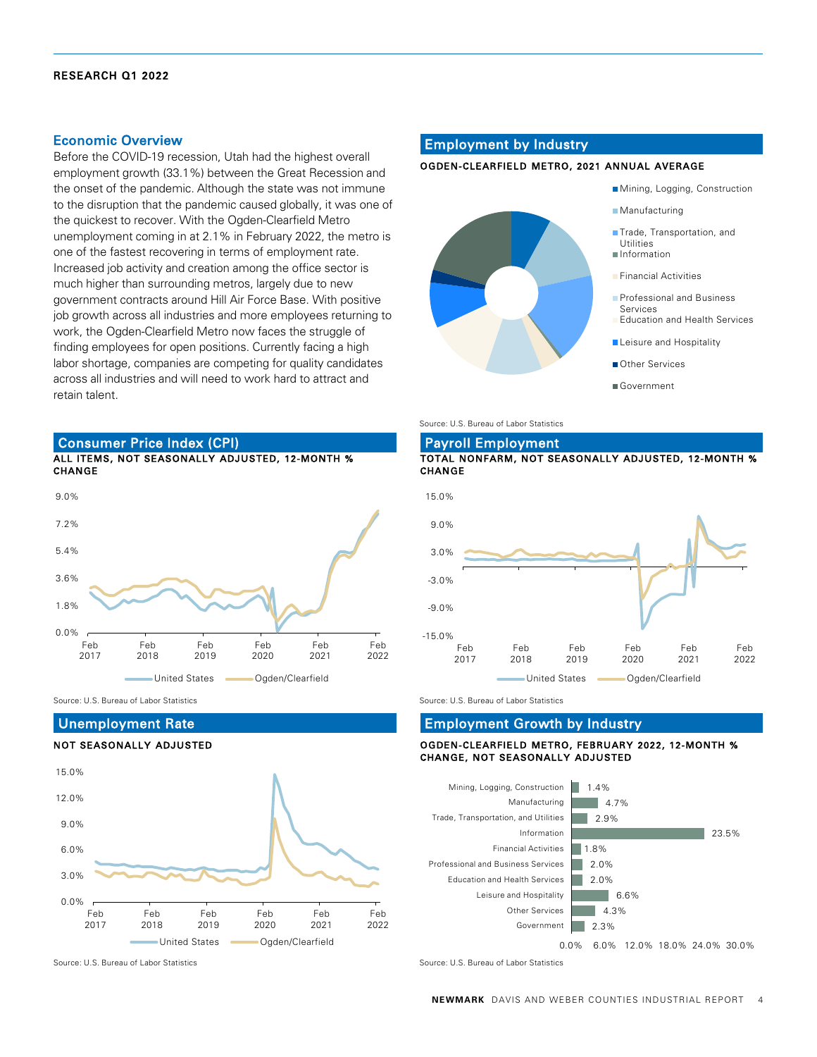**RESEARCH Q1 2022**

## Economic Overview

Before the COVID-19 recession, Utah had the highest overall employment growth (33.1%) between the Great Recession and the onset of the pandemic. Although the state was not immune to the disruption that the pandemic caused globally, it was one of the quickest to recover. With the Ogden-Clearfield Metro unemployment coming in at 2.1% in February 2022, the metro is one of the fastest recovering in terms of employment rate. Increased job activity and creation among the office sector is much higher than surrounding metros, largely due to new government contracts around Hill Air Force Base. With positive job growth across all industries and more employees returning to work, the Ogden-Clearfield Metro now faces the struggle of finding employees for open positions. Currently facing a high labor shortage, companies are competing for quality candidates across all industries and will need to work hard to attract and retain talent.

## Employment by Industry

**OGDEN-CLEARFIELD METRO, 2021 ANNUAL AVERAGE**

- Mining, Logging, Construction
- Manufacturing
- Trade, Transportation, and Utilities
- Information
- Financial Activities
- Professional and Business Services
- Education and Health Services
- Leisure and Hospitality
- Other Services
- Government

Source: U.S. Bureau of Labor Statistics

## Consumer Price Index (CPI)

**ALL ITEMS, NOT SEASONALLY ADJUSTED, 12-MONTH % CHANGE**

United States / Ogden/Clearfield — Feb 2017 to Feb 2022

Source: U.S. Bureau of Labor Statistics

## Payroll Employment

**TOTAL NONFARM, NOT SEASONALLY ADJUSTED, 12-MONTH % CHANGE**

United States / Ogden/Clearfield — Feb 2017 to Feb 2022

Source: U.S. Bureau of Labor Statistics

## Unemployment Rate

**NOT SEASONALLY ADJUSTED**

United States / Ogden/Clearfield — Feb 2017 to Feb 2022

Source: U.S. Bureau of Labor Statistics

## Employment Growth by Industry

**OGDEN-CLEARFIELD METRO, FEBRUARY 2022, 12-MONTH % CHANGE, NOT SEASONALLY ADJUSTED**

| Industry | 12-Month % Change |
|---|---|
| Mining, Logging, Construction | 1.4% |
| Manufacturing | 4.7% |
| Trade, Transportation, and Utilities | 2.9% |
| Information | 23.5% |
| Financial Activities | 1.8% |
| Professional and Business Services | 2.0% |
| Education and Health Services | 2.0% |
| Leisure and Hospitality | 6.6% |
| Other Services | 4.3% |
| Government | 2.3% |

Source: U.S. Bureau of Labor Statistics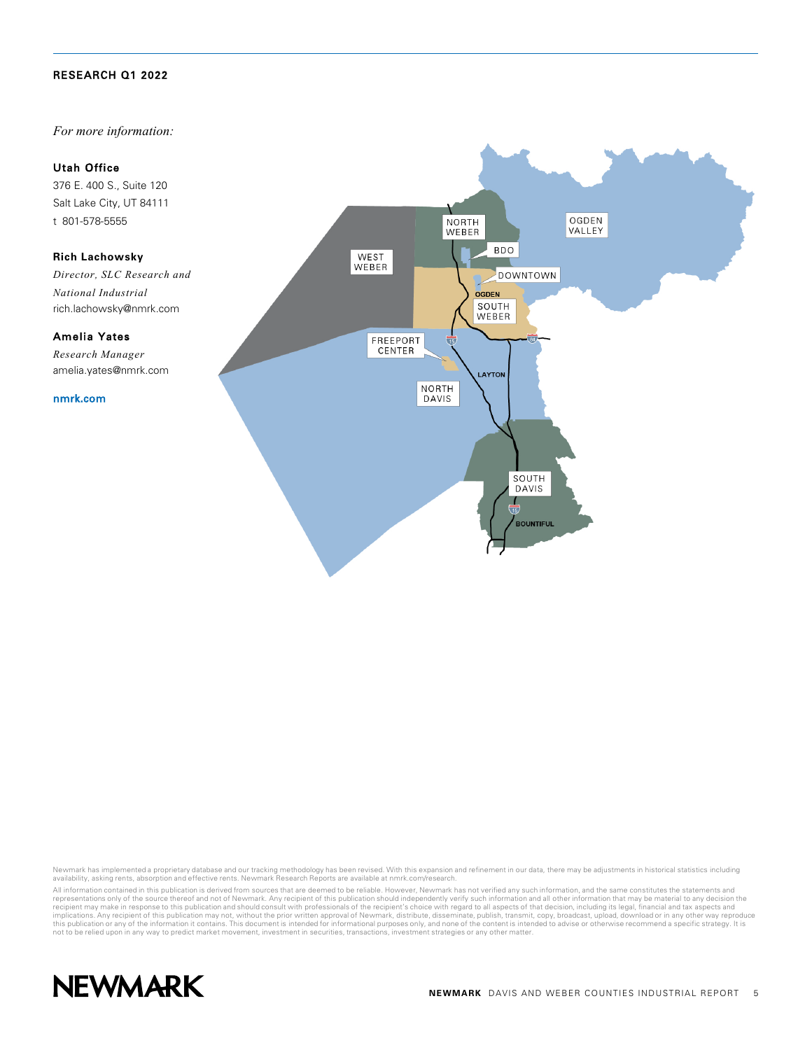**RESEARCH Q1 2022**

*For more information:*

**Utah Office**
376 E. 400 S., Suite 120
Salt Lake City, UT 84111
t 801-578-5555

**Rich Lachowsky**
*Director, SLC Research and National Industrial*
rich.lachowsky@nmrk.com

**Amelia Yates**
*Research Manager*
amelia.yates@nmrk.com

**nmrk.com**

NORTH WEBER
OGDEN VALLEY
BDO
WEST WEBER
DOWNTOWN
OGDEN
SOUTH WEBER
FREEPORT CENTER
LAYTON
NORTH DAVIS
SOUTH DAVIS
BOUNTIFUL

Newmark has implemented a proprietary database and our tracking methodology has been revised. With this expansion and refinement in our data, there may be adjustments in historical statistics including availability, asking rents, absorption and effective rents. Newmark Research Reports are available at nmrk.com/research.

All information contained in this publication is derived from sources that are deemed to be reliable. However, Newmark has not verified any such information, and the same constitutes the statements and representations only of the source thereof and not of Newmark. Any recipient of this publication should independently verify such information and all other information that may be material to any decision the recipient may make in response to this publication and should consult with professionals of the recipient's choice with regard to all aspects of that decision, including its legal, financial and tax aspects and implications. Any recipient of this publication may not, without the prior written approval of Newmark, distribute, disseminate, publish, transmit, copy, broadcast, upload, download or in any other way reproduce this publication or any of the information it contains. This document is intended for informational purposes only, and none of the content is intended to advise or otherwise recommend a specific strategy. It is not to be relied upon in any way to predict market movement, investment in securities, transactions, investment strategies or any other matter.